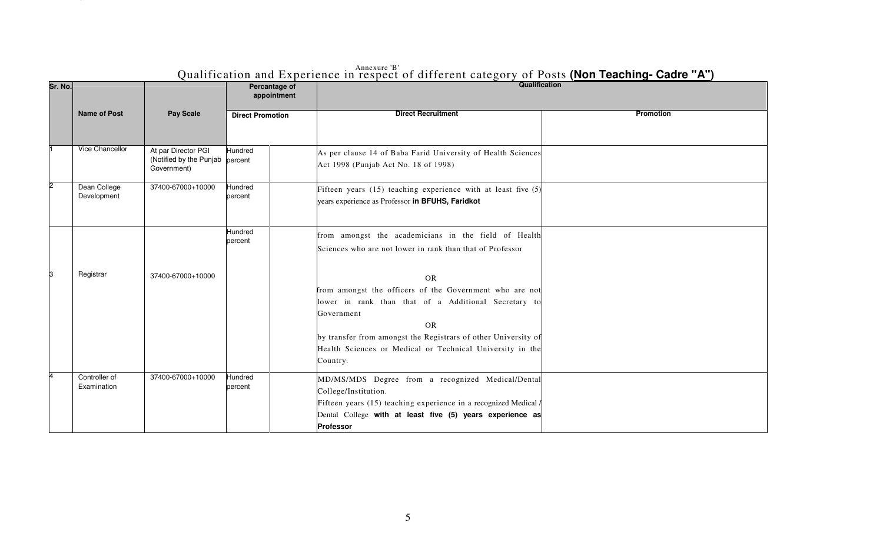Annexure 'B'

# Qualification and Experience in respect of different category of Posts **(Non Teaching- Cadre "A")**

| Sr. No. | Name of Post | Pay Scale | Percantage of appointment | | Qualification | |
|---|---|---|---|---|---|---|
| | | | Direct | Promotion | Direct Recruitment | Promotion |
| 1 | Vice Chancellor | At par Director PGI (Notified by the Punjab Government) | Hundred percent | | As per clause 14 of Baba Farid University of Health Sciences Act 1998 (Punjab Act No. 18 of 1998) | |
| 2 | Dean College Development | 37400-67000+10000 | Hundred percent | | Fifteen years (15) teaching experience with at least five (5) years experience as Professor **in BFUHS, Faridkot** | |
| 3 | Registrar | 37400-67000+10000 | Hundred percent | | from amongst the academicians in the field of Health Sciences who are not lower in rank than that of Professor<br><br>OR<br>from amongst the officers of the Government who are not lower in rank than that of a Additional Secretary to Government<br>OR<br>by transfer from amongst the Registrars of other University of Health Sciences or Medical or Technical University in the Country. | |
| 4 | Controller of Examination | 37400-67000+10000 | Hundred percent | | MD/MS/MDS Degree from a recognized Medical/Dental College/Institution.<br>Fifteen years (15) teaching experience in a recognized Medical / Dental College **with at least five (5) years experience as Professor** | |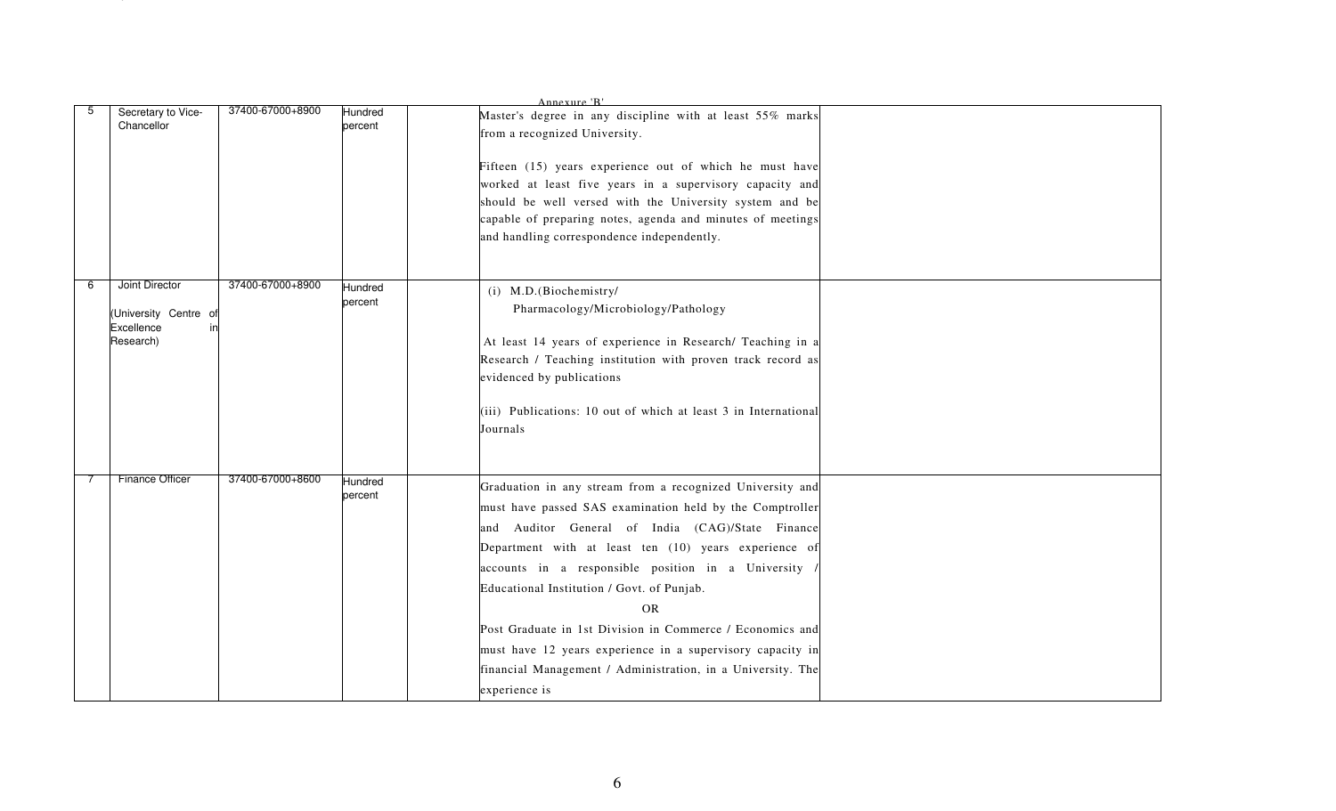Annexure 'B'

| 5 | Secretary to Vice-Chancellor | 37400-67000+8900 | Hundred percent | | Master's degree in any discipline with at least 55% marks from a recognized University.<br><br>Fifteen (15) years experience out of which he must have worked at least five years in a supervisory capacity and should be well versed with the University system and be capable of preparing notes, agenda and minutes of meetings and handling correspondence independently. | |
|---|---|---|---|---|---|---|
| 6 | Joint Director<br><br>(University Centre of Excellence in Research) | 37400-67000+8900 | Hundred percent | | (i) M.D.(Biochemistry/ Pharmacology/Microbiology/Pathology<br><br>At least 14 years of experience in Research/ Teaching in a Research / Teaching institution with proven track record as evidenced by publications<br><br>(iii) Publications: 10 out of which at least 3 in International Journals | |
| 7 | Finance Officer | 37400-67000+8600 | Hundred percent | | Graduation in any stream from a recognized University and must have passed SAS examination held by the Comptroller and Auditor General of India (CAG)/State Finance Department with at least ten (10) years experience of accounts in a responsible position in a University / Educational Institution / Govt. of Punjab.<br><br>OR<br><br>Post Graduate in 1st Division in Commerce / Economics and must have 12 years experience in a supervisory capacity in financial Management / Administration, in a University. The experience is | |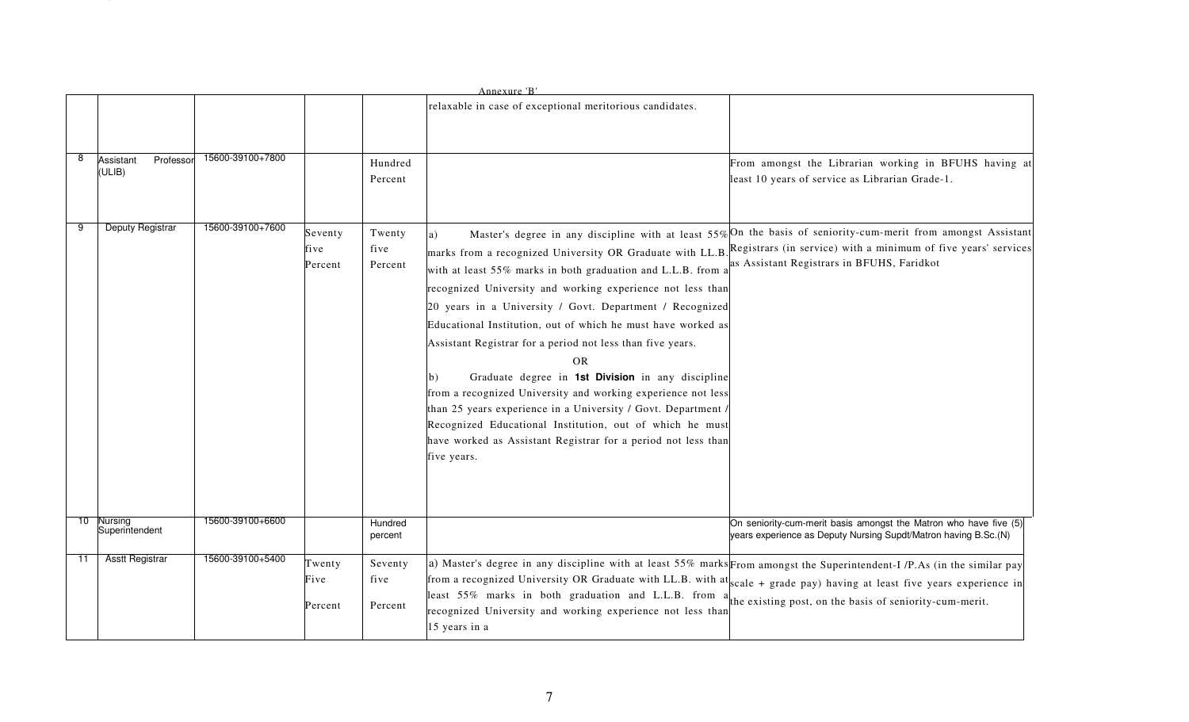Annexure 'B'

| | | | | | | |
|---|---|---|---|---|---|---|
| | | | | | relaxable in case of exceptional meritorious candidates. | |
| 8 | Assistant Professor (ULIB) | 15600-39100+7800 | | Hundred Percent | | From amongst the Librarian working in BFUHS having at least 10 years of service as Librarian Grade-1. |
| 9 | Deputy Registrar | 15600-39100+7600 | Seventy five Percent | Twenty five Percent | a) Master's degree in any discipline with at least 55% marks from a recognized University OR Graduate with LL.B. with at least 55% marks in both graduation and L.L.B. from a recognized University and working experience not less than 20 years in a University / Govt. Department / Recognized Educational Institution, out of which he must have worked as Assistant Registrar for a period not less than five years.<br>OR<br>b) Graduate degree in **1st Division** in any discipline from a recognized University and working experience not less than 25 years experience in a University / Govt. Department / Recognized Educational Institution, out of which he must have worked as Assistant Registrar for a period not less than five years. | On the basis of seniority-cum-merit from amongst Assistant Registrars (in service) with a minimum of five years' services as Assistant Registrars in BFUHS, Faridkot |
| 10 | Nursing Superintendent | 15600-39100+6600 | | Hundred percent | | On seniority-cum-merit basis amongst the Matron who have five (5) years experience as Deputy Nursing Supdt/Matron having B.Sc.(N) |
| 11 | Asstt Registrar | 15600-39100+5400 | Twenty Five Percent | Seventy five Percent | a) Master's degree in any discipline with at least 55% marks from a recognized University OR Graduate with LL.B. with at least 55% marks in both graduation and L.L.B. from a recognized University and working experience not less than 15 years in a | From amongst the Superintendent-I /P.As (in the similar pay scale + grade pay) having at least five years experience in the existing post, on the basis of seniority-cum-merit. |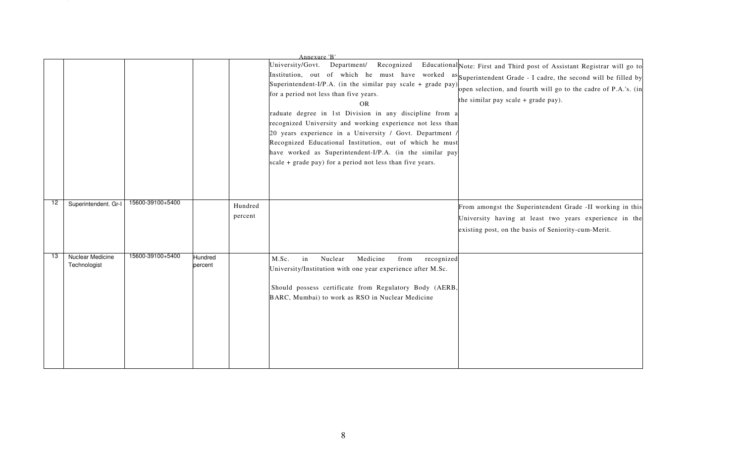Annexure 'B'

| | | | | | | |
|---|---|---|---|---|---|---|
| | | | | | University/Govt. Department/ Recognized Educational Institution, out of which he must have worked as Superintendent-I/P.A. (in the similar pay scale + grade pay) for a period not less than five years.<br>OR<br>raduate degree in 1st Division in any discipline from a recognized University and working experience not less than 20 years experience in a University / Govt. Department / Recognized Educational Institution, out of which he must have worked as Superintendent-I/P.A. (in the similar pay scale + grade pay) for a period not less than five years. | Note: First and Third post of Assistant Registrar will go to Superintendent Grade - I cadre, the second will be filled by open selection, and fourth will go to the cadre of P.A.'s. (in the similar pay scale + grade pay). |
| 12 | Superintendent. Gr-I | 15600-39100+5400 | | Hundred percent | | From amongst the Superintendent Grade -II working in this University having at least two years experience in the existing post, on the basis of Seniority-cum-Merit. |
| 13 | Nuclear Medicine Technologist | 15600-39100+5400 | Hundred percent | | M.Sc. in Nuclear Medicine from recognized University/Institution with one year experience after M.Sc.<br><br>Should possess certificate from Regulatory Body (AERB, BARC, Mumbai) to work as RSO in Nuclear Medicine | |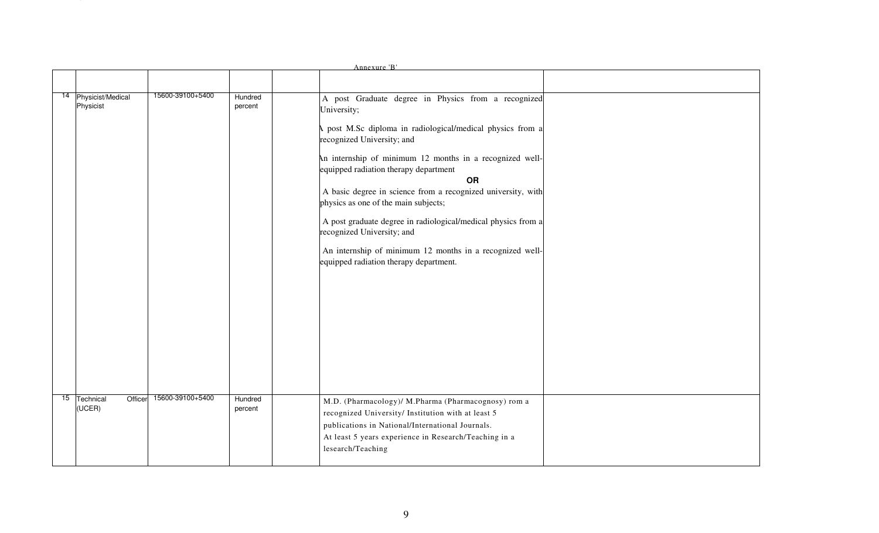Annexure 'B'

| | | | | | | |
|---|---|---|---|---|---|---|
| 14 | Physicist/Medical Physicist | 15600-39100+5400 | Hundred percent | | A post Graduate degree in Physics from a recognized University;<br><br>A post M.Sc diploma in radiological/medical physics from a recognized University; and<br><br>An internship of minimum 12 months in a recognized well-equipped radiation therapy department<br><br>**OR**<br><br>A basic degree in science from a recognized university, with physics as one of the main subjects;<br><br>A post graduate degree in radiological/medical physics from a recognized University; and<br><br>An internship of minimum 12 months in a recognized well-equipped radiation therapy department. | |
| 15 | Technical Officer (UCER) | 15600-39100+5400 | Hundred percent | | M.D. (Pharmacology)/ M.Pharma (Pharmacognosy) rom a recognized University/ Institution with at least 5 publications in National/International Journals.<br>At least 5 years experience in Research/Teaching in a lesearch/Teaching | |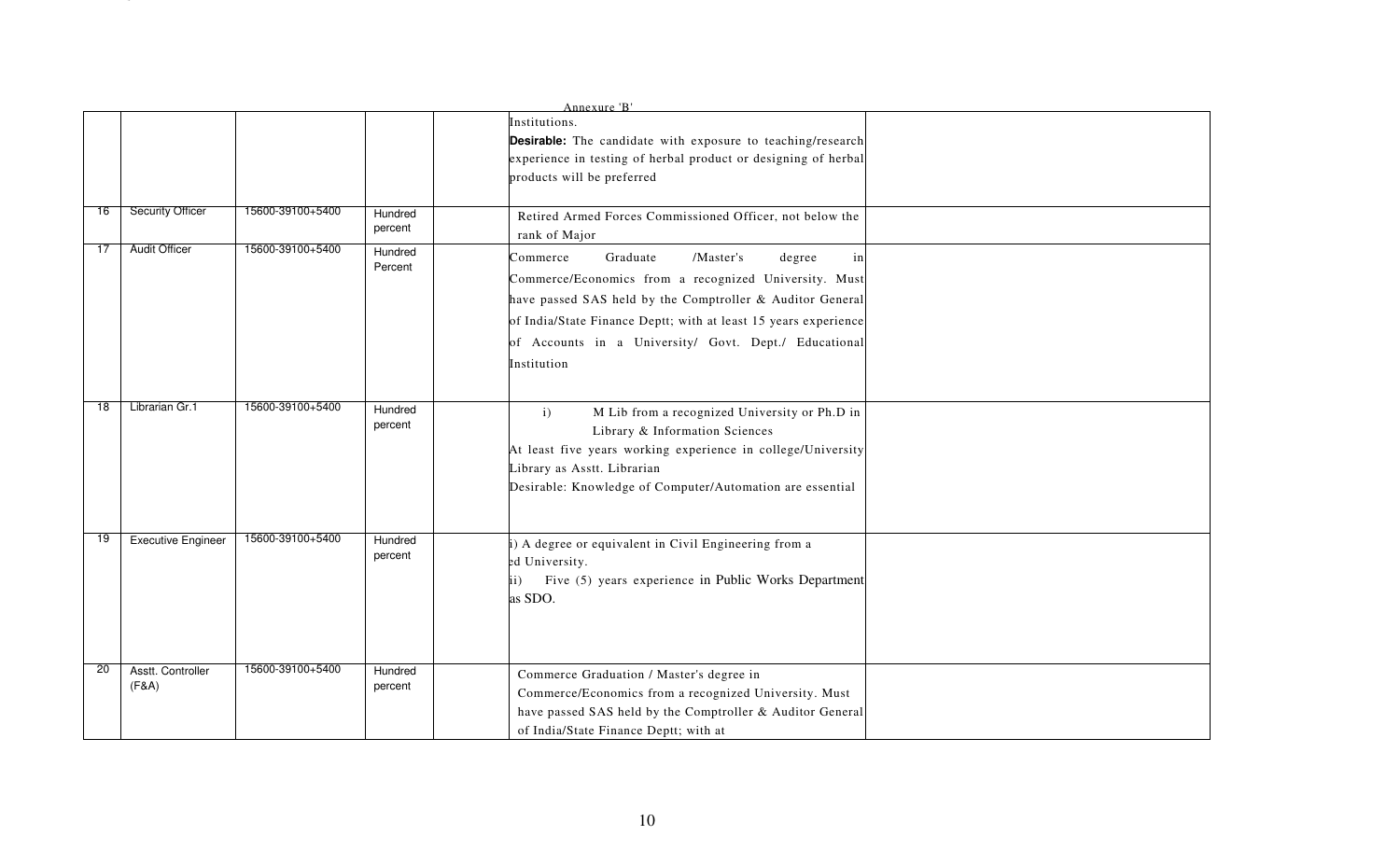Annexure 'B'

| | | | | | | |
|---|---|---|---|---|---|---|
| | | | | | Institutions. **Desirable:** The candidate with exposure to teaching/research experience in testing of herbal product or designing of herbal products will be preferred | |
| 16 | Security Officer | 15600-39100+5400 | Hundred percent | | Retired Armed Forces Commissioned Officer, not below the rank of Major | |
| 17 | Audit Officer | 15600-39100+5400 | Hundred Percent | | Commerce Graduate /Master's degree in Commerce/Economics from a recognized University. Must have passed SAS held by the Comptroller & Auditor General of India/State Finance Deptt; with at least 15 years experience of Accounts in a University/ Govt. Dept./ Educational Institution | |
| 18 | Librarian Gr.1 | 15600-39100+5400 | Hundred percent | | i) M Lib from a recognized University or Ph.D in Library & Information Sciences At least five years working experience in college/University Library as Asstt. Librarian Desirable: Knowledge of Computer/Automation are essential | |
| 19 | Executive Engineer | 15600-39100+5400 | Hundred percent | | i) A degree or equivalent in Civil Engineering from a ed University. ii) Five (5) years experience in Public Works Department as SDO. | |
| 20 | Asstt. Controller (F&A) | 15600-39100+5400 | Hundred percent | | Commerce Graduation / Master's degree in Commerce/Economics from a recognized University. Must have passed SAS held by the Comptroller & Auditor General of India/State Finance Deptt; with at | |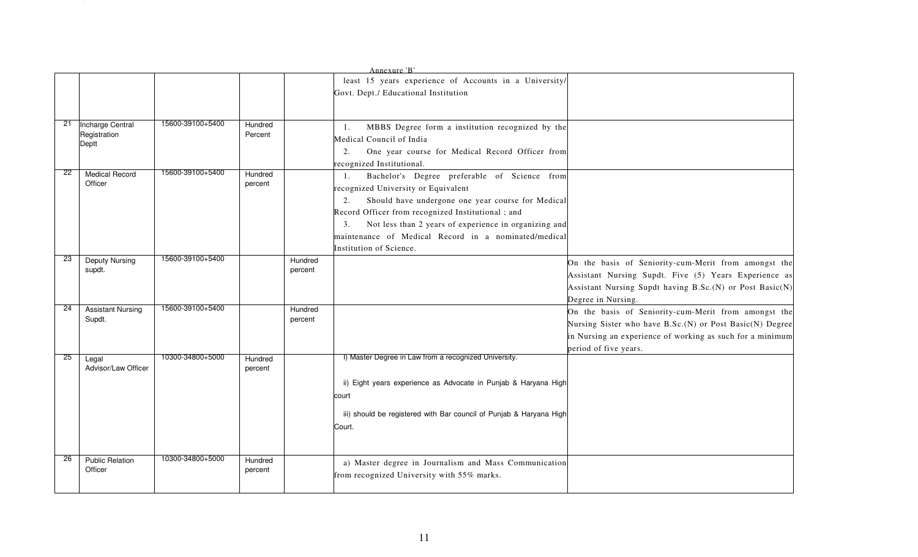Annexure 'B'

| | | | | | | |
|---|---|---|---|---|---|---|
| | | | | | least 15 years experience of Accounts in a University/ Govt. Dept./ Educational Institution | |
| 21 | Incharge Central Registration Deptt | 15600-39100+5400 | Hundred Percent | | 1. MBBS Degree form a institution recognized by the Medical Council of India<br>2. One year course for Medical Record Officer from recognized Institutional. | |
| 22 | Medical Record Officer | 15600-39100+5400 | Hundred percent | | 1. Bachelor's Degree preferable of Science from recognized University or Equivalent<br>2. Should have undergone one year course for Medical Record Officer from recognized Institutional ; and<br>3. Not less than 2 years of experience in organizing and maintenance of Medical Record in a nominated/medical Institution of Science. | |
| 23 | Deputy Nursing supdt. | 15600-39100+5400 | | Hundred percent | | On the basis of Seniority-cum-Merit from amongst the Assistant Nursing Supdt. Five (5) Years Experience as Assistant Nursing Supdt having B.Sc.(N) or Post Basic(N) Degree in Nursing. |
| 24 | Assistant Nursing Supdt. | 15600-39100+5400 | | Hundred percent | | On the basis of Seniority-cum-Merit from amongst the Nursing Sister who have B.Sc.(N) or Post Basic(N) Degree in Nursing an experience of working as such for a minimum period of five years. |
| 25 | Legal Advisor/Law Officer | 10300-34800+5000 | Hundred percent | | I) Master Degree in Law from a recognized University.<br>ii) Eight years experience as Advocate in Punjab & Haryana High court<br>iii) should be registered with Bar council of Punjab & Haryana High Court. | |
| 26 | Public Relation Officer | 10300-34800+5000 | Hundred percent | | a) Master degree in Journalism and Mass Communication from recognized University with 55% marks. | |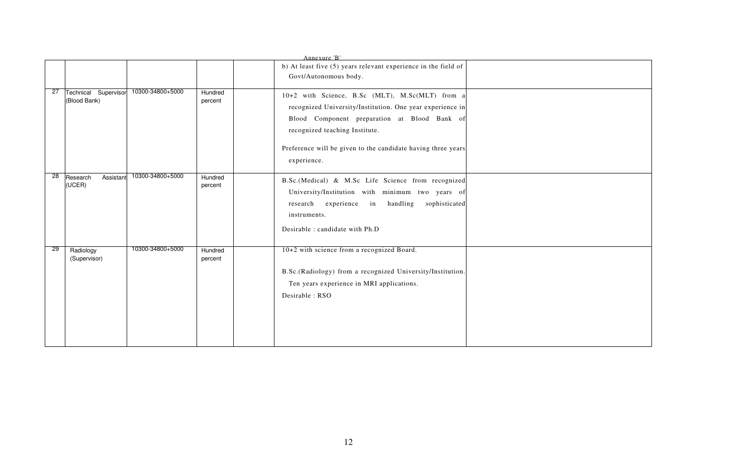Annexure 'B'

| | | | | | | |
|---|---|---|---|---|---|---|
| | | | | | b) At least five (5) years relevant experience in the field of Govt/Autonomous body. | |
| 27 | Technical Supervisor (Blood Bank) | 10300-34800+5000 | Hundred percent | | 10+2 with Science, B.Sc (MLT), M.Sc(MLT) from a recognized University/Institution. One year experience in Blood Component preparation at Blood Bank of recognized teaching Institute.<br><br>Preference will be given to the candidate having three years experience. | |
| 28 | Research Assistant (UCER) | 10300-34800+5000 | Hundred percent | | B.Sc.(Medical) & M.Sc Life Science from recognized University/Institution with minimum two years of research experience in handling sophisticated instruments.<br><br>Desirable : candidate with Ph.D | |
| 29 | Radiology (Supervisor) | 10300-34800+5000 | Hundred percent | | 10+2 with science from a recognized Board.<br><br>B.Sc.(Radiology) from a recognized University/Institution. Ten years experience in MRI applications.<br><br>Desirable : RSO | |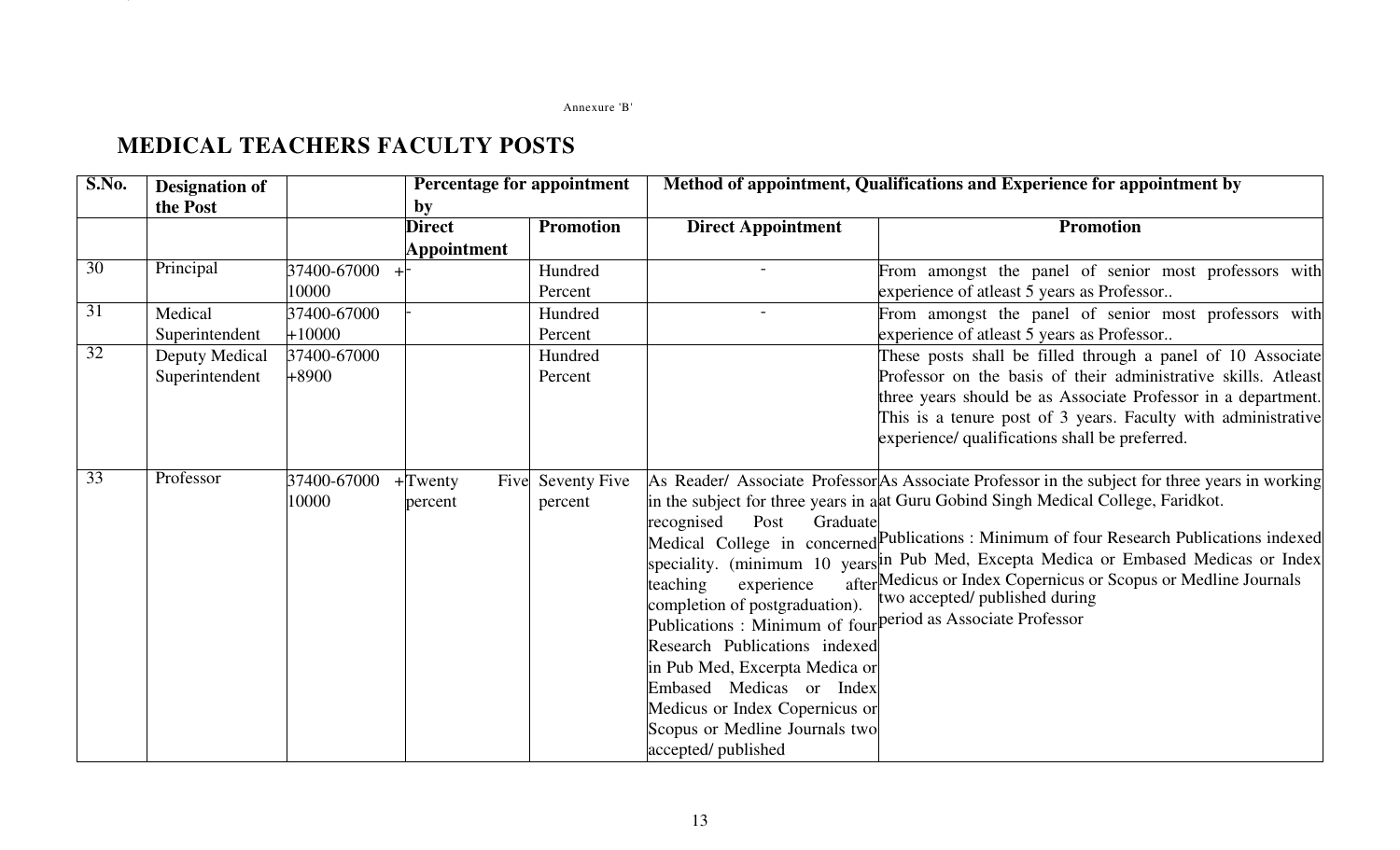Annexure 'B'

## MEDICAL TEACHERS FACULTY POSTS

| S.No. | Designation of the Post | | Percentage for appointment by | | Method of appointment, Qualifications and Experience for appointment by | |
|---|---|---|---|---|---|---|
| | | | Direct Appointment | Promotion | Direct Appointment | Promotion |
| 30 | Principal | 37400-67000 +10000 | - | Hundred Percent | - | From amongst the panel of senior most professors with experience of atleast 5 years as Professor.. |
| 31 | Medical Superintendent | 37400-67000 +10000 | - | Hundred Percent | - | From amongst the panel of senior most professors with experience of atleast 5 years as Professor.. |
| 32 | Deputy Medical Superintendent | 37400-67000 +8900 | | Hundred Percent | | These posts shall be filled through a panel of 10 Associate Professor on the basis of their administrative skills. Atleast three years should be as Associate Professor in a department. This is a tenure post of 3 years. Faculty with administrative experience/ qualifications shall be preferred. |
| 33 | Professor | 37400-67000 +10000 | Twenty Five percent | Seventy Five percent | As Reader/ Associate Professor in the subject for three years in a recognised Post Graduate Medical College in concerned speciality. (minimum 10 years teaching experience after completion of postgraduation). Publications : Minimum of four Research Publications indexed in Pub Med, Excerpta Medica or Embased Medicas or Index Medicus or Index Copernicus or Scopus or Medline Journals two accepted/ published | As Associate Professor in the subject for three years in working at Guru Gobind Singh Medical College, Faridkot. Publications : Minimum of four Research Publications indexed in Pub Med, Excepta Medica or Embased Medicas or Index Medicus or Index Copernicus or Scopus or Medline Journals two accepted/ published during period as Associate Professor |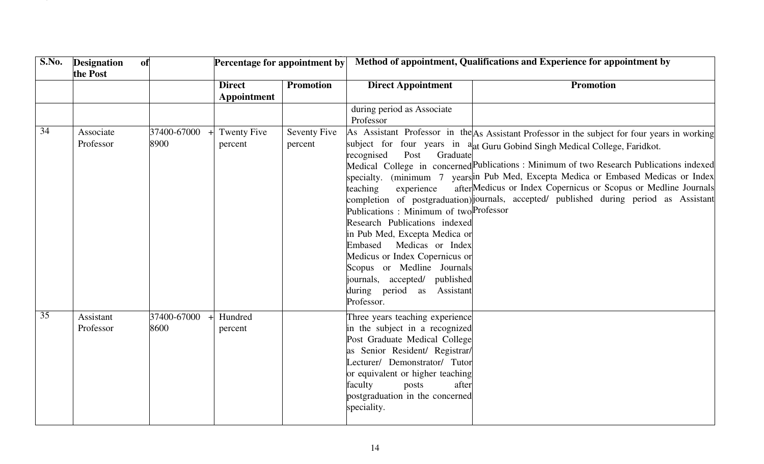| S.No. | Designation of the Post | | Percentage for appointment by | | Method of appointment, Qualifications and Experience for appointment by | |
|---|---|---|---|---|---|---|
| | | | Direct Appointment | Promotion | Direct Appointment | Promotion |
| | | | | | during period as Associate Professor | |
| 34 | Associate Professor | 37400-67000 + 8900 | Twenty Five percent | Seventy Five percent | As Assistant Professor in the subject for four years in a recognised Post Graduate Medical College in concerned specialty. (minimum 7 years teaching experience after completion of postgraduation) Publications : Minimum of two Research Publications indexed in Pub Med, Excepta Medica or Embased Medicas or Index Medicus or Index Copernicus or Scopus or Medline Journals journals, accepted/ published during period as Assistant Professor. | As Assistant Professor in the subject for four years in working at Guru Gobind Singh Medical College, Faridkot. Publications : Minimum of two Research Publications indexed in Pub Med, Excepta Medica or Embased Medicas or Index Medicus or Index Copernicus or Scopus or Medline Journals journals, accepted/ published during period as Assistant Professor |
| 35 | Assistant Professor | 37400-67000 + 8600 | Hundred percent | | Three years teaching experience in the subject in a recognized Post Graduate Medical College as Senior Resident/ Registrar/ Lecturer/ Demonstrator/ Tutor or equivalent or higher teaching faculty posts after postgraduation in the concerned speciality. | |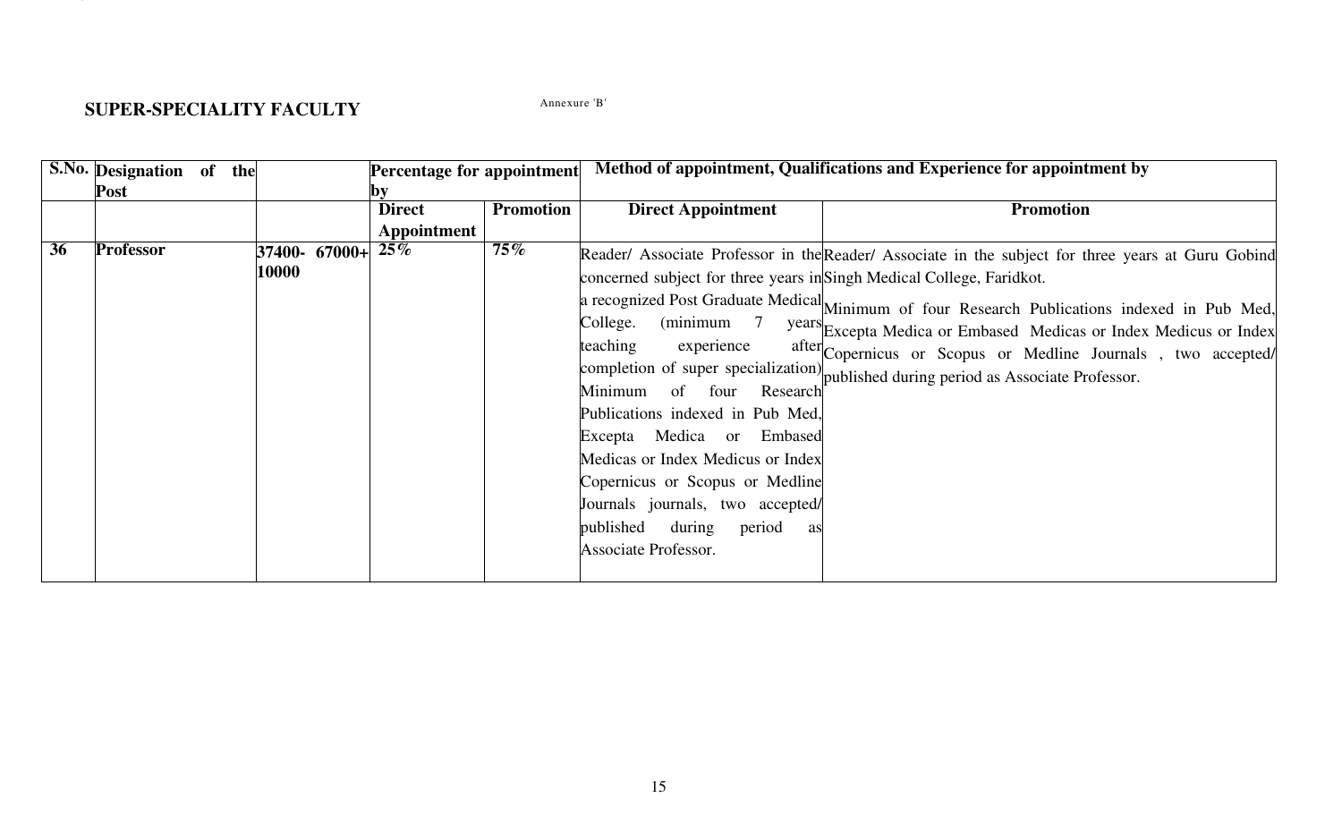## SUPER-SPECIALITY FACULTY

Annexure 'B'

| S.No. | Designation of the Post | | Percentage for appointment by | | Method of appointment, Qualifications and Experience for appointment by | |
|---|---|---|---|---|---|---|
| | | | Direct Appointment | Promotion | Direct Appointment | Promotion |
| **36** | **Professor** | **37400- 67000+ 10000** | **25%** | **75%** | Reader/ Associate Professor in the concerned subject for three years in a recognized Post Graduate Medical College. (minimum 7 years teaching experience after completion of super specialization) Minimum of four Research Publications indexed in Pub Med, Excepta Medica or Embased Medicas or Index Medicus or Index Copernicus or Scopus or Medline Journals journals, two accepted/ published during period as Associate Professor. | Reader/ Associate in the subject for three years at Guru Gobind Singh Medical College, Faridkot.<br><br>Minimum of four Research Publications indexed in Pub Med, Excepta Medica or Embased Medicas or Index Medicus or Index Copernicus or Scopus or Medline Journals , two accepted/ published during period as Associate Professor. |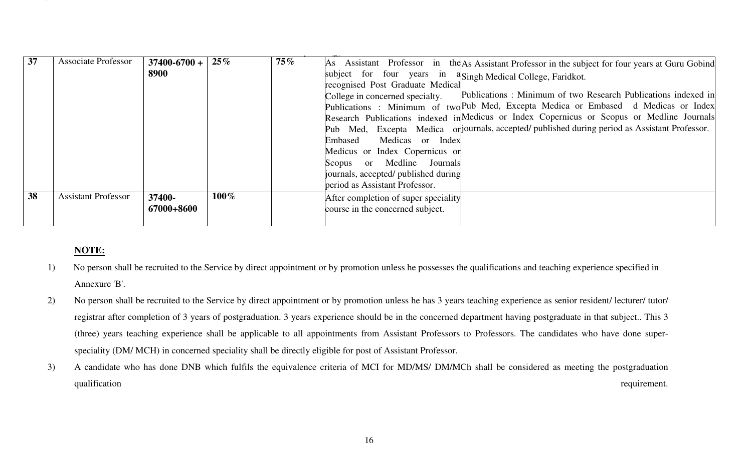| 37 | Associate Professor | 37400-6700 + 8900 | 25% | 75% | As Assistant Professor in the subject for four years in a recognised Post Graduate Medical College in concerned specialty. Publications : Minimum of two Research Publications indexed in Pub Med, Excepta Medica or Embased Medicas or Index Medicus or Index Copernicus or Scopus or Medline Journals journals, accepted/ published during period as Assistant Professor. | As Assistant Professor in the subject for four years at Guru Gobind Singh Medical College, Faridkot. Publications : Minimum of two Research Publications indexed in Pub Med, Excepta Medica or Embased d Medicas or Index Medicus or Index Copernicus or Scopus or Medline Journals journals, accepted/ published during period as Assistant Professor. |
|---|---|---|---|---|---|---|
| 38 | Assistant Professor | 37400-67000+8600 | 100% | | After completion of super speciality course in the concerned subject. | |

**NOTE:**

1) No person shall be recruited to the Service by direct appointment or by promotion unless he possesses the qualifications and teaching experience specified in Annexure 'B'.

2) No person shall be recruited to the Service by direct appointment or by promotion unless he has 3 years teaching experience as senior resident/ lecturer/ tutor/ registrar after completion of 3 years of postgraduation. 3 years experience should be in the concerned department having postgraduate in that subject.. This 3 (three) years teaching experience shall be applicable to all appointments from Assistant Professors to Professors. The candidates who have done super-speciality (DM/ MCH) in concerned speciality shall be directly eligible for post of Assistant Professor.

3) A candidate who has done DNB which fulfils the equivalence criteria of MCI for MD/MS/ DM/MCh shall be considered as meeting the postgraduation qualification requirement.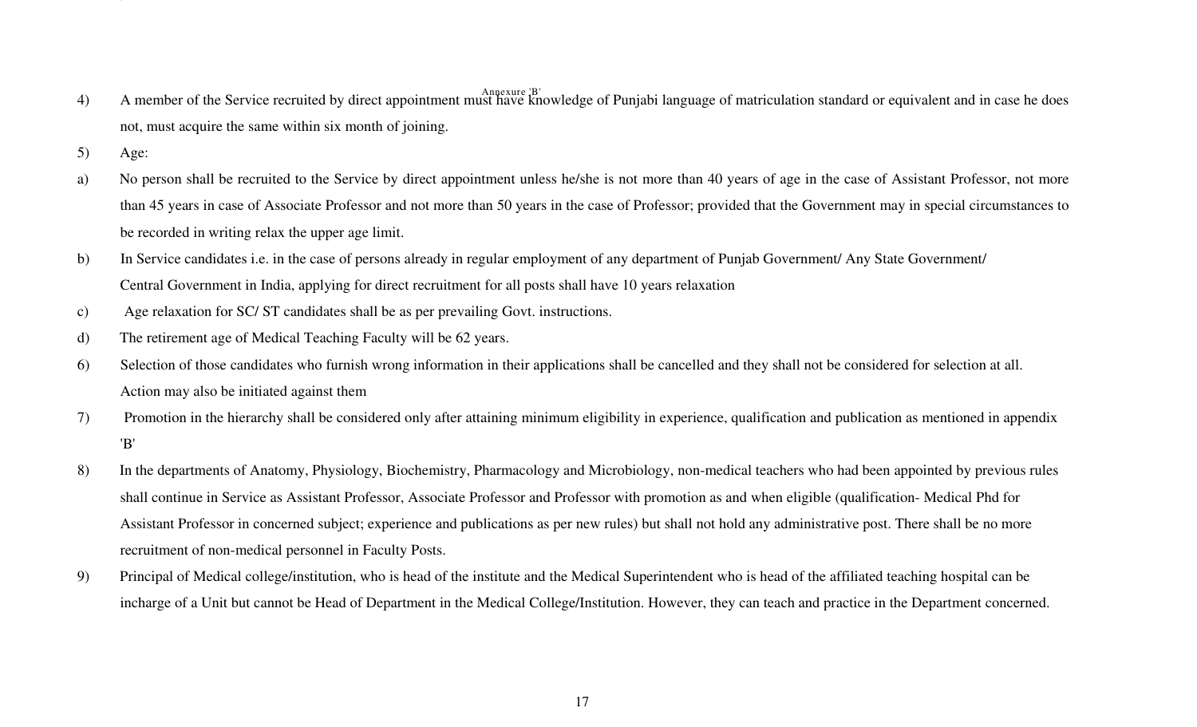Annexure 'B'

4) A member of the Service recruited by direct appointment must have knowledge of Punjabi language of matriculation standard or equivalent and in case he does not, must acquire the same within six month of joining.

5) Age:

a) No person shall be recruited to the Service by direct appointment unless he/she is not more than 40 years of age in the case of Assistant Professor, not more than 45 years in case of Associate Professor and not more than 50 years in the case of Professor; provided that the Government may in special circumstances to be recorded in writing relax the upper age limit.

b) In Service candidates i.e. in the case of persons already in regular employment of any department of Punjab Government/ Any State Government/ Central Government in India, applying for direct recruitment for all posts shall have 10 years relaxation

c) Age relaxation for SC/ ST candidates shall be as per prevailing Govt. instructions.

d) The retirement age of Medical Teaching Faculty will be 62 years.

6) Selection of those candidates who furnish wrong information in their applications shall be cancelled and they shall not be considered for selection at all. Action may also be initiated against them

7) Promotion in the hierarchy shall be considered only after attaining minimum eligibility in experience, qualification and publication as mentioned in appendix 'B'

8) In the departments of Anatomy, Physiology, Biochemistry, Pharmacology and Microbiology, non-medical teachers who had been appointed by previous rules shall continue in Service as Assistant Professor, Associate Professor and Professor with promotion as and when eligible (qualification- Medical Phd for Assistant Professor in concerned subject; experience and publications as per new rules) but shall not hold any administrative post. There shall be no more recruitment of non-medical personnel in Faculty Posts.

9) Principal of Medical college/institution, who is head of the institute and the Medical Superintendent who is head of the affiliated teaching hospital can be incharge of a Unit but cannot be Head of Department in the Medical College/Institution. However, they can teach and practice in the Department concerned.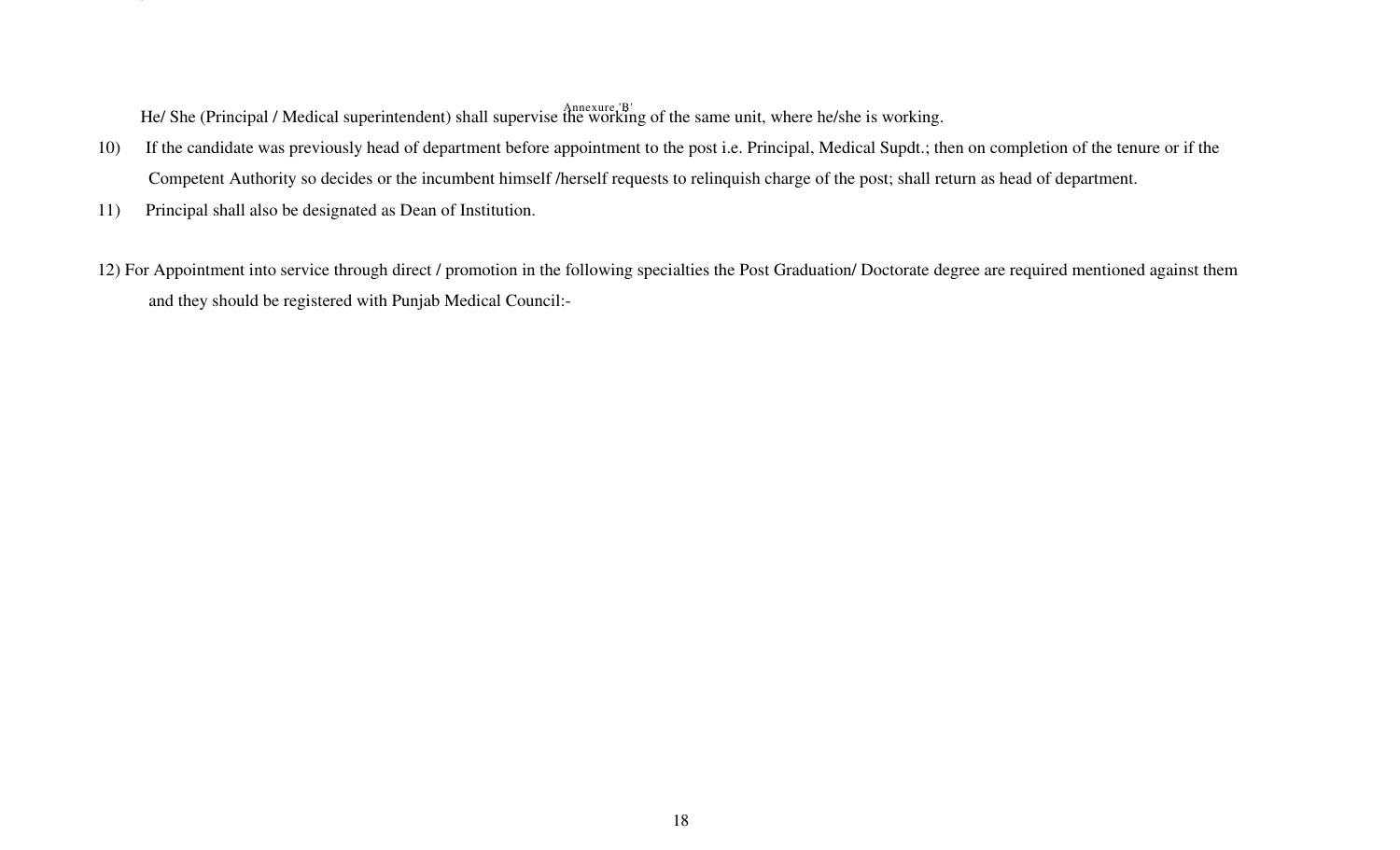Annexure 'B'

He/ She (Principal / Medical superintendent) shall supervise the working of the same unit, where he/she is working.

10) If the candidate was previously head of department before appointment to the post i.e. Principal, Medical Supdt.; then on completion of the tenure or if the Competent Authority so decides or the incumbent himself /herself requests to relinquish charge of the post; shall return as head of department.

11) Principal shall also be designated as Dean of Institution.

12) For Appointment into service through direct / promotion in the following specialties the Post Graduation/ Doctorate degree are required mentioned against them and they should be registered with Punjab Medical Council:-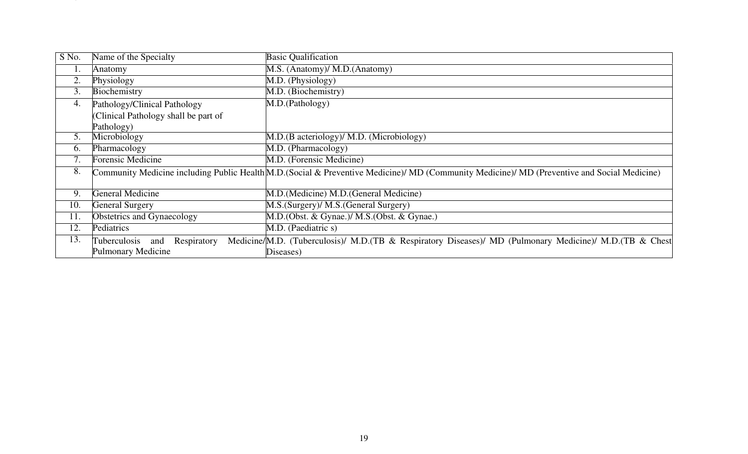| S No. | Name of the Specialty | Basic Qualification |
|---|---|---|
| 1. | Anatomy | M.S. (Anatomy)/ M.D.(Anatomy) |
| 2. | Physiology | M.D. (Physiology) |
| 3. | Biochemistry | M.D. (Biochemistry) |
| 4. | Pathology/Clinical Pathology (Clinical Pathology shall be part of Pathology) | M.D.(Pathology) |
| 5. | Microbiology | M.D.(B acteriology)/ M.D. (Microbiology) |
| 6. | Pharmacology | M.D. (Pharmacology) |
| 7. | Forensic Medicine | M.D. (Forensic Medicine) |
| 8. | Community Medicine including Public Health | M.D.(Social & Preventive Medicine)/ MD (Community Medicine)/ MD (Preventive and Social Medicine) |
| 9. | General Medicine | M.D.(Medicine) M.D.(General Medicine) |
| 10. | General Surgery | M.S.(Surgery)/ M.S.(General Surgery) |
| 11. | Obstetrics and Gynaecology | M.D.(Obst. & Gynae.)/ M.S.(Obst. & Gynae.) |
| 12. | Pediatrics | M.D. (Paediatric s) |
| 13. | Tuberculosis and Respiratory Medicine/ Pulmonary Medicine | M.D. (Tuberculosis)/ M.D.(TB & Respiratory Diseases)/ MD (Pulmonary Medicine)/ M.D.(TB & Chest Diseases) |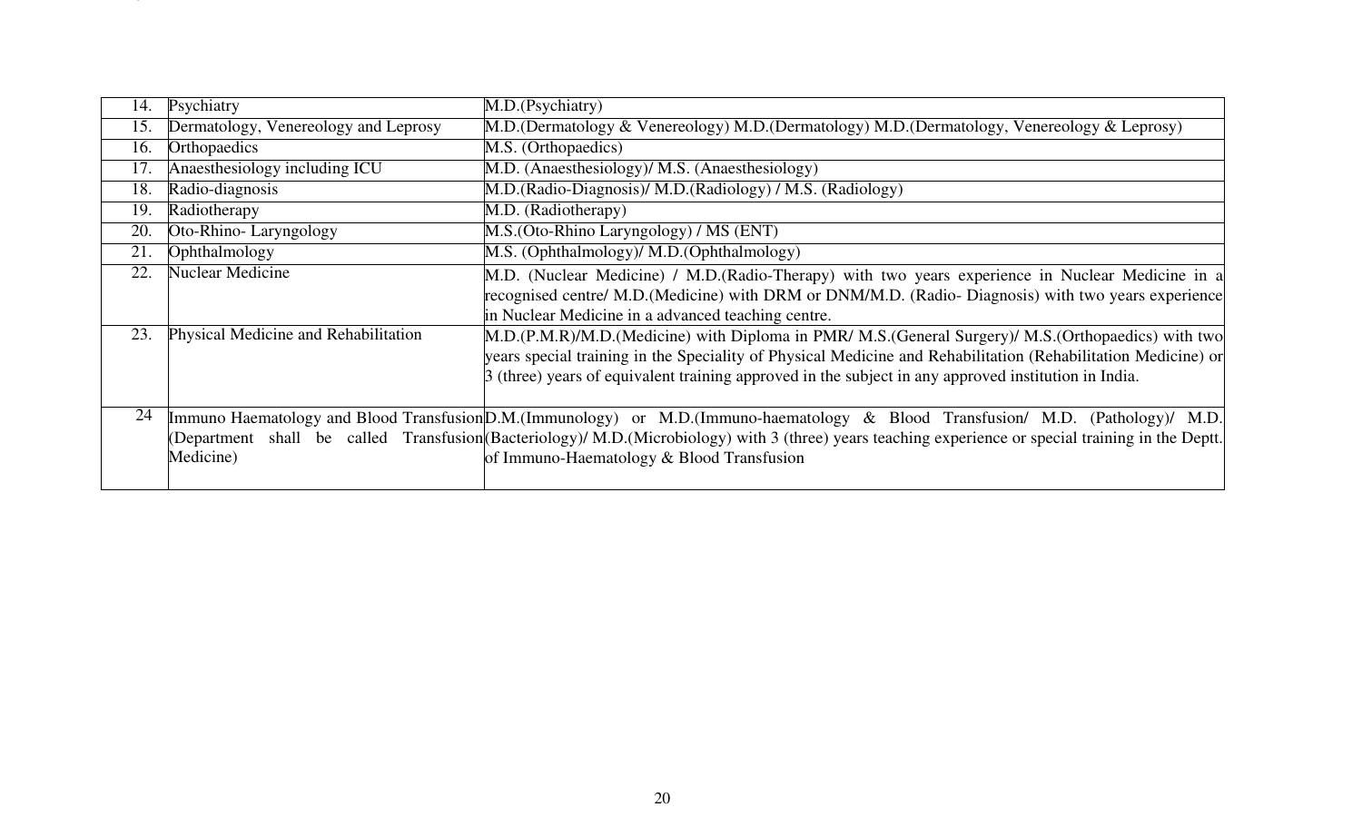| | | |
|---|---|---|
| 14. | Psychiatry | M.D.(Psychiatry) |
| 15. | Dermatology, Venereology and Leprosy | M.D.(Dermatology & Venereology) M.D.(Dermatology) M.D.(Dermatology, Venereology & Leprosy) |
| 16. | Orthopaedics | M.S. (Orthopaedics) |
| 17. | Anaesthesiology including ICU | M.D. (Anaesthesiology)/ M.S. (Anaesthesiology) |
| 18. | Radio-diagnosis | M.D.(Radio-Diagnosis)/ M.D.(Radiology) / M.S. (Radiology) |
| 19. | Radiotherapy | M.D. (Radiotherapy) |
| 20. | Oto-Rhino- Laryngology | M.S.(Oto-Rhino Laryngology) / MS (ENT) |
| 21. | Ophthalmology | M.S. (Ophthalmology)/ M.D.(Ophthalmology) |
| 22. | Nuclear Medicine | M.D. (Nuclear Medicine) / M.D.(Radio-Therapy) with two years experience in Nuclear Medicine in a recognised centre/ M.D.(Medicine) with DRM or DNM/M.D. (Radio- Diagnosis) with two years experience in Nuclear Medicine in a advanced teaching centre. |
| 23. | Physical Medicine and Rehabilitation | M.D.(P.M.R)/M.D.(Medicine) with Diploma in PMR/ M.S.(General Surgery)/ M.S.(Orthopaedics) with two years special training in the Speciality of Physical Medicine and Rehabilitation (Rehabilitation Medicine) or 3 (three) years of equivalent training approved in the subject in any approved institution in India. |
| 24 | Immuno Haematology and Blood Transfusion (Department shall be called Transfusion Medicine) | D.M.(Immunology) or M.D.(Immuno-haematology & Blood Transfusion/ M.D. (Pathology)/ M.D.(Bacteriology)/ M.D.(Microbiology) with 3 (three) years teaching experience or special training in the Deptt. of Immuno-Haematology & Blood Transfusion |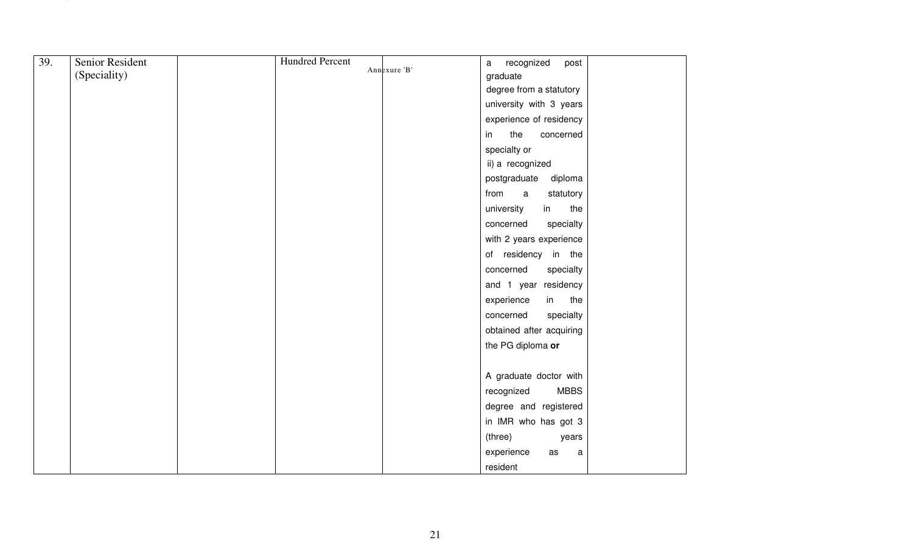| 39. | Senior Resident (Speciality) | | Hundred Percent | Annexure 'B' | a recognized post graduate degree from a statutory university with 3 years experience of residency in the concerned specialty or ii) a recognized postgraduate diploma from a statutory university in the concerned specialty with 2 years experience of residency in the concerned specialty and 1 year residency experience in the concerned specialty obtained after acquiring the PG diploma **or** A graduate doctor with recognized MBBS degree and registered in IMR who has got 3 (three) years experience as a resident | |
|---|---|---|---|---|---|---|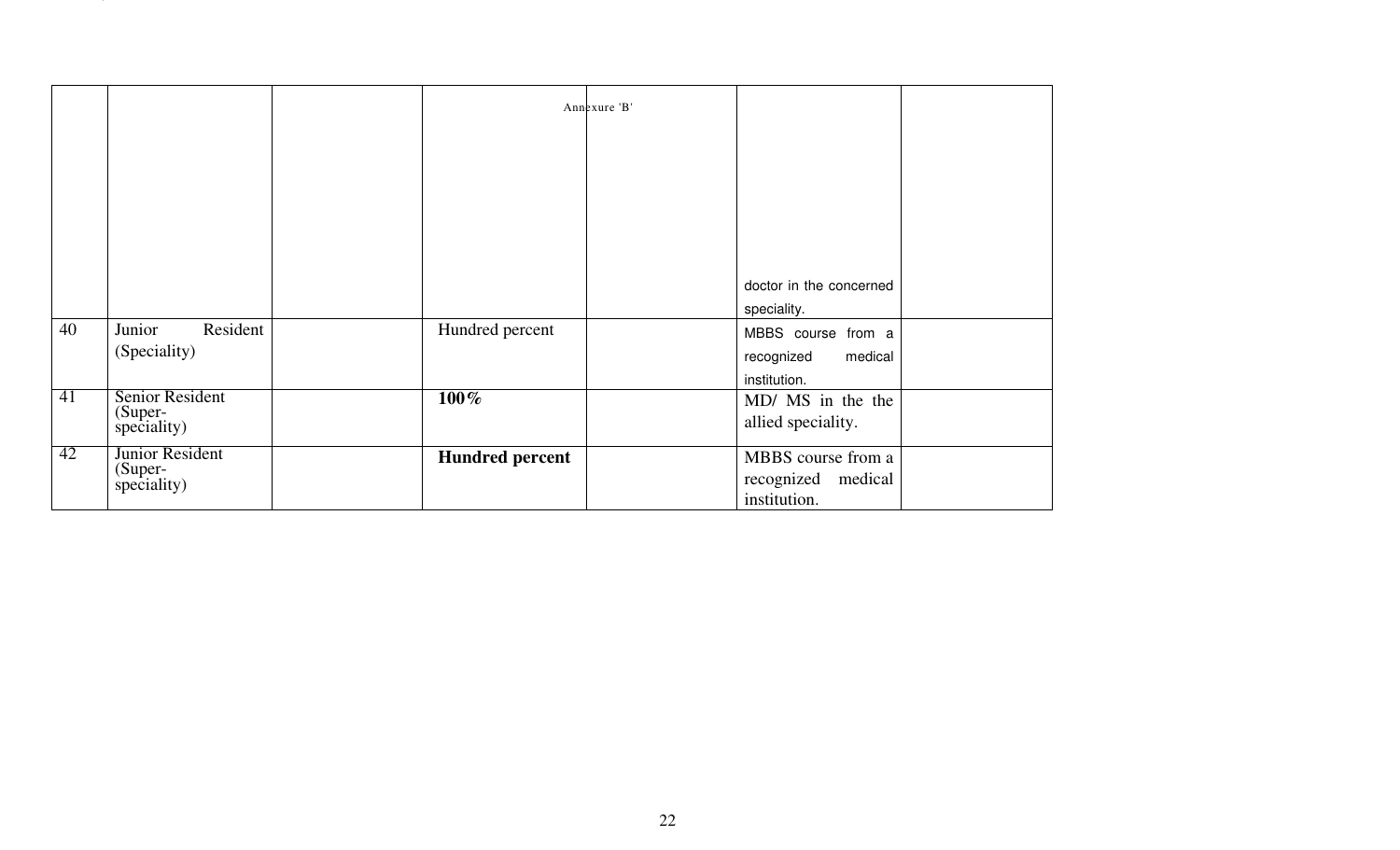| | | | | | | |
|---|---|---|---|---|---|---|
| | | | Annexure 'B' | | doctor in the concerned speciality. | |
| 40 | Junior Resident (Speciality) | | Hundred percent | | MBBS course from a recognized medical institution. | |
| 41 | Senior Resident (Super-speciality) | | **100%** | | MD/ MS in the the allied speciality. | |
| 42 | Junior Resident (Super-speciality) | | **Hundred percent** | | MBBS course from a recognized medical institution. | |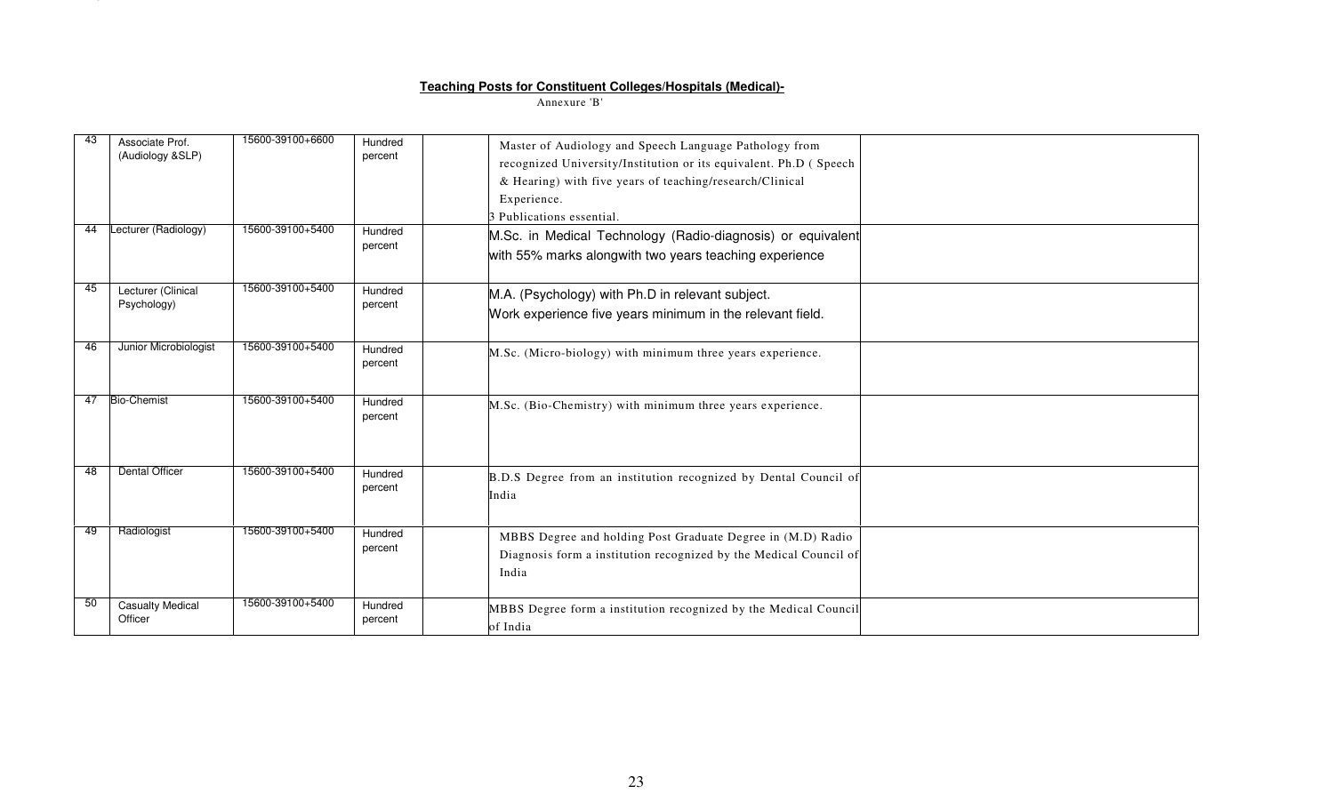**Teaching Posts for Constituent Colleges/Hospitals (Medical)-**

Annexure 'B'

| | | | | | | |
|---|---|---|---|---|---|---|
| 43 | Associate Prof. (Audiology &SLP) | 15600-39100+6600 | Hundred percent | | Master of Audiology and Speech Language Pathology from recognized University/Institution or its equivalent. Ph.D ( Speech & Hearing) with five years of teaching/research/Clinical Experience.<br>3 Publications essential. | |
| 44 | Lecturer (Radiology) | 15600-39100+5400 | Hundred percent | | M.Sc. in Medical Technology (Radio-diagnosis) or equivalent with 55% marks alongwith two years teaching experience | |
| 45 | Lecturer (Clinical Psychology) | 15600-39100+5400 | Hundred percent | | M.A. (Psychology) with Ph.D in relevant subject.<br>Work experience five years minimum in the relevant field. | |
| 46 | Junior Microbiologist | 15600-39100+5400 | Hundred percent | | M.Sc. (Micro-biology) with minimum three years experience. | |
| 47 | Bio-Chemist | 15600-39100+5400 | Hundred percent | | M.Sc. (Bio-Chemistry) with minimum three years experience. | |
| 48 | Dental Officer | 15600-39100+5400 | Hundred percent | | B.D.S Degree from an institution recognized by Dental Council of India | |
| 49 | Radiologist | 15600-39100+5400 | Hundred percent | | MBBS Degree and holding Post Graduate Degree in (M.D) Radio Diagnosis form a institution recognized by the Medical Council of India | |
| 50 | Casualty Medical Officer | 15600-39100+5400 | Hundred percent | | MBBS Degree form a institution recognized by the Medical Council of India | |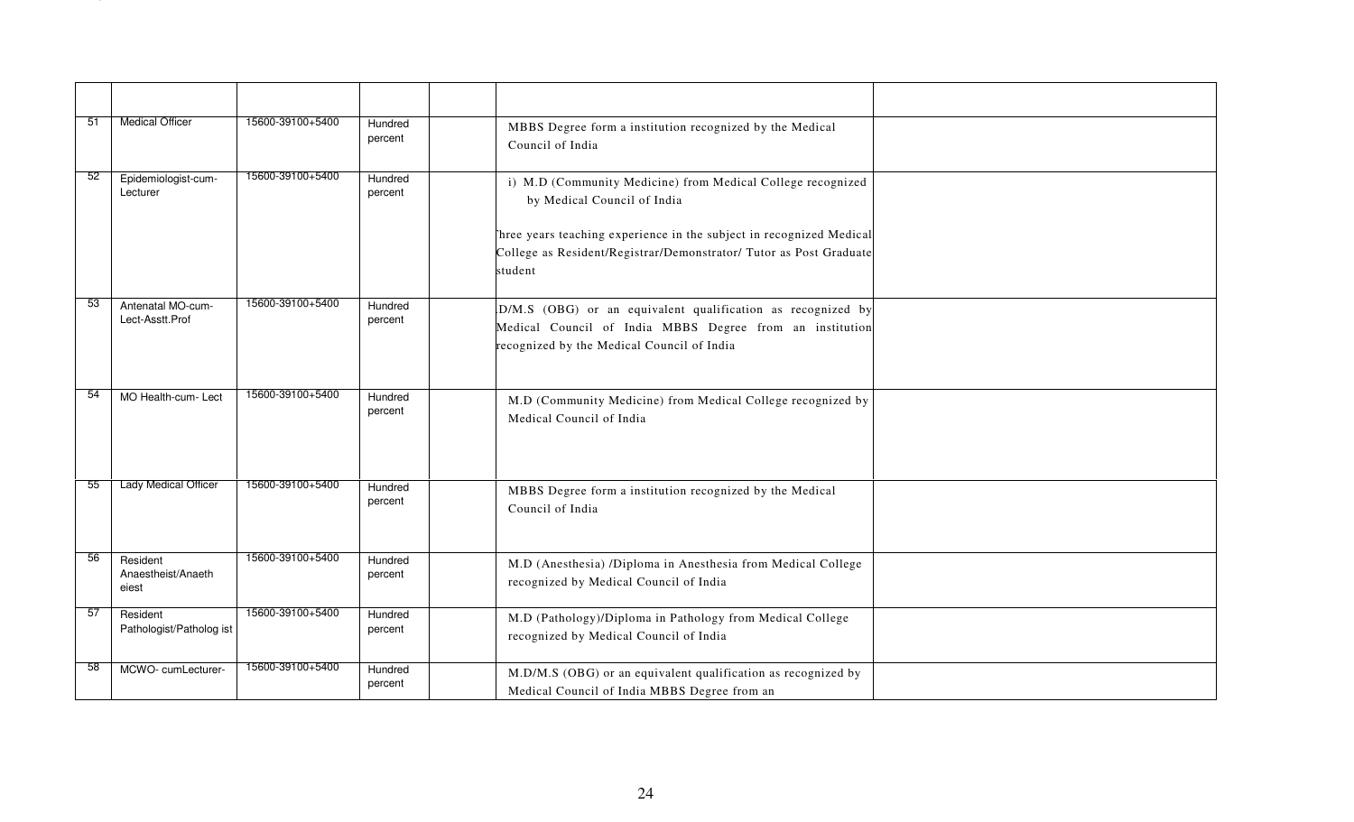| | | | | | | |
|---|---|---|---|---|---|---|
| 51 | Medical Officer | 15600-39100+5400 | Hundred percent | | MBBS Degree form a institution recognized by the Medical Council of India | |
| 52 | Epidemiologist-cum-Lecturer | 15600-39100+5400 | Hundred percent | | i) M.D (Community Medicine) from Medical College recognized by Medical Council of India<br><br>Three years teaching experience in the subject in recognized Medical College as Resident/Registrar/Demonstrator/ Tutor as Post Graduate student | |
| 53 | Antenatal MO-cum-Lect-Asstt.Prof | 15600-39100+5400 | Hundred percent | | .D/M.S (OBG) or an equivalent qualification as recognized by Medical Council of India MBBS Degree from an institution recognized by the Medical Council of India | |
| 54 | MO Health-cum- Lect | 15600-39100+5400 | Hundred percent | | M.D (Community Medicine) from Medical College recognized by Medical Council of India | |
| 55 | Lady Medical Officer | 15600-39100+5400 | Hundred percent | | MBBS Degree form a institution recognized by the Medical Council of India | |
| 56 | Resident Anaestheist/Anaeth eiest | 15600-39100+5400 | Hundred percent | | M.D (Anesthesia) /Diploma in Anesthesia from Medical College recognized by Medical Council of India | |
| 57 | Resident Pathologist/Patholog ist | 15600-39100+5400 | Hundred percent | | M.D (Pathology)/Diploma in Pathology from Medical College recognized by Medical Council of India | |
| 58 | MCWO- cumLecturer- | 15600-39100+5400 | Hundred percent | | M.D/M.S (OBG) or an equivalent qualification as recognized by Medical Council of India MBBS Degree from an | |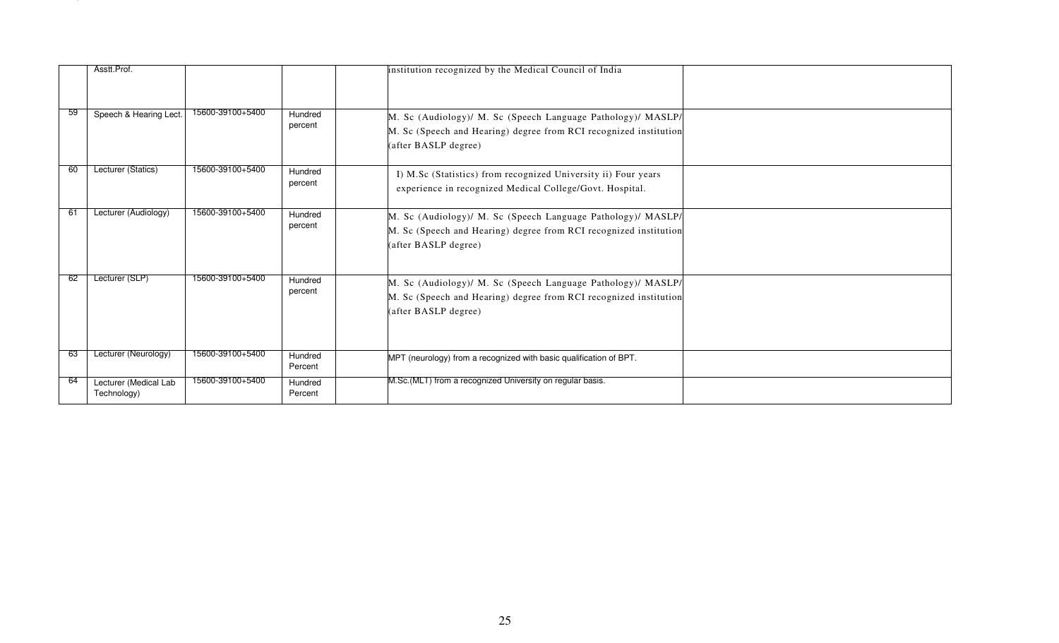|  |  |  |  |  |  |  |
|---|---|---|---|---|---|---|
|  | Asstt.Prof. |  |  |  | institution recognized by the Medical Council of India |  |
| 59 | Speech & Hearing Lect. | 15600-39100+5400 | Hundred percent |  | M. Sc (Audiology)/ M. Sc (Speech Language Pathology)/ MASLP/ M. Sc (Speech and Hearing) degree from RCI recognized institution (after BASLP degree) |  |
| 60 | Lecturer (Statics) | 15600-39100+5400 | Hundred percent |  | I) M.Sc (Statistics) from recognized University ii) Four years experience in recognized Medical College/Govt. Hospital. |  |
| 61 | Lecturer (Audiology) | 15600-39100+5400 | Hundred percent |  | M. Sc (Audiology)/ M. Sc (Speech Language Pathology)/ MASLP/ M. Sc (Speech and Hearing) degree from RCI recognized institution (after BASLP degree) |  |
| 62 | Lecturer (SLP) | 15600-39100+5400 | Hundred percent |  | M. Sc (Audiology)/ M. Sc (Speech Language Pathology)/ MASLP/ M. Sc (Speech and Hearing) degree from RCI recognized institution (after BASLP degree) |  |
| 63 | Lecturer (Neurology) | 15600-39100+5400 | Hundred Percent |  | MPT (neurology) from a recognized with basic qualification of BPT. |  |
| 64 | Lecturer (Medical Lab Technology) | 15600-39100+5400 | Hundred Percent |  | M.Sc.(MLT) from a recognized University on regular basis. |  |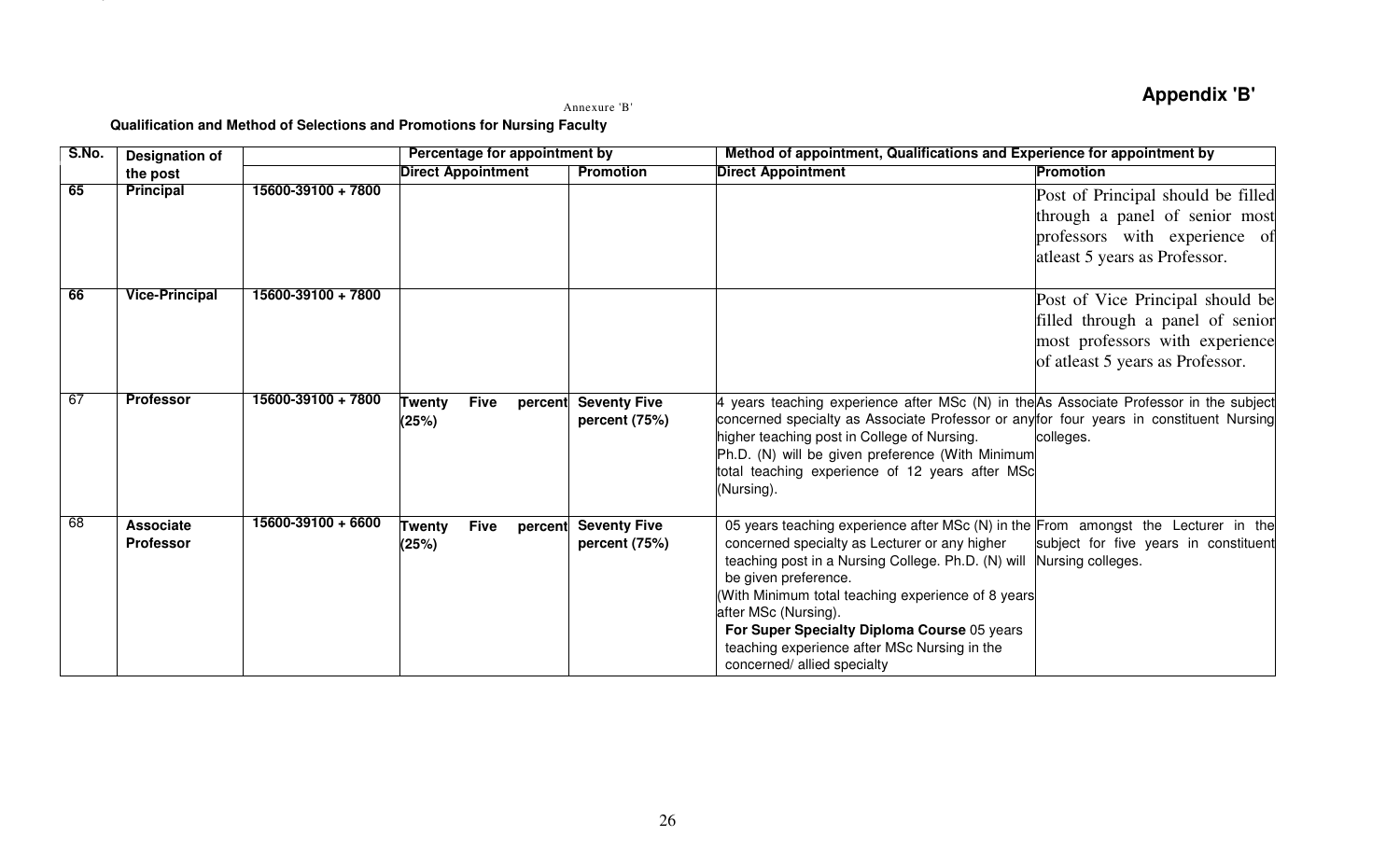**Appendix 'B'**

Annexure 'B'

**Qualification and Method of Selections and Promotions for Nursing Faculty**

| S.No. | Designation of the post | | Percentage for appointment by | | Method of appointment, Qualifications and Experience for appointment by | |
|---|---|---|---|---|---|---|
| | | | **Direct Appointment** | **Promotion** | **Direct Appointment** | **Promotion** |
| **65** | **Principal** | **15600-39100 + 7800** | | | | Post of Principal should be filled through a panel of senior most professors with experience of atleast 5 years as Professor. |
| **66** | **Vice-Principal** | **15600-39100 + 7800** | | | | Post of Vice Principal should be filled through a panel of senior most professors with experience of atleast 5 years as Professor. |
| 67 | **Professor** | **15600-39100 + 7800** | **Twenty Five percent (25%)** | **Seventy Five percent (75%)** | 4 years teaching experience after MSc (N) in the concerned specialty as Associate Professor or any higher teaching post in College of Nursing. Ph.D. (N) will be given preference (With Minimum total teaching experience of 12 years after MSc (Nursing). | As Associate Professor in the subject for four years in constituent Nursing colleges. |
| 68 | **Associate Professor** | **15600-39100 + 6600** | **Twenty Five percent (25%)** | **Seventy Five percent (75%)** | 05 years teaching experience after MSc (N) in the concerned specialty as Lecturer or any higher teaching post in a Nursing College. Ph.D. (N) will be given preference. (With Minimum total teaching experience of 8 years after MSc (Nursing). **For Super Specialty Diploma Course** 05 years teaching experience after MSc Nursing in the concerned/ allied specialty | From amongst the Lecturer in the subject for five years in constituent Nursing colleges. |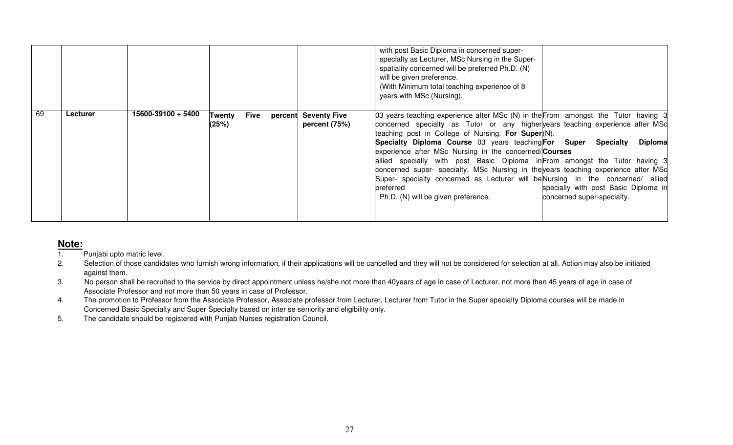| | | | | | | |
|---|---|---|---|---|---|---|
| | | | | | with post Basic Diploma in concerned super-specialty as Lecturer, MSc Nursing in the Super-spatiality concerned will be preferred Ph.D. (N) will be given preference. (With Minimum total teaching experience of 8 years with MSc (Nursing). | |
| 69 | **Lecturer** | **15600-39100 + 5400** | **Twenty Five percent (25%)** | **Seventy Five percent (75%)** | 03 years teaching experience after MSc (N) in the concerned specialty as Tutor or any higher teaching post in College of Nursing. **For Super Specialty Diploma Course** 03 years teaching experience after MSc Nursing in the concerned/ allied specially with post Basic Diploma in concerned super- specialty, MSc Nursing in the Super- specialty concerned as Lecturer will be preferred Ph.D. (N) will be given preference. | From amongst the Tutor having 3 years teaching experience after MSc (N). **For Super Specialty Diploma Courses** From amongst the Tutor having 3 years teaching experience after MSc Nursing in the concerned/ allied specially with post Basic Diploma in concerned super-specialty. |

## Note:

1. Punjabi upto matric level.
2. Selection of those candidates who furnish wrong information, if their applications will be cancelled and they will not be considered for selection at all. Action may also be initiated against them.
3. No person shall be recruited to the service by direct appointment unless he/she not more than 40years of age in case of Lecturer, not more than 45 years of age in case of Associate Professor and not more than 50 years in case of Professor.
4. The promotion to Professor from the Associate Professor, Associate professor from Lecturer, Lecturer from Tutor in the Super specialty Diploma courses will be made in Concerned Basic Specialty and Super Specialty based on inter se seniority and eligibility only.
5. The candidate should be registered with Punjab Nurses registration Council.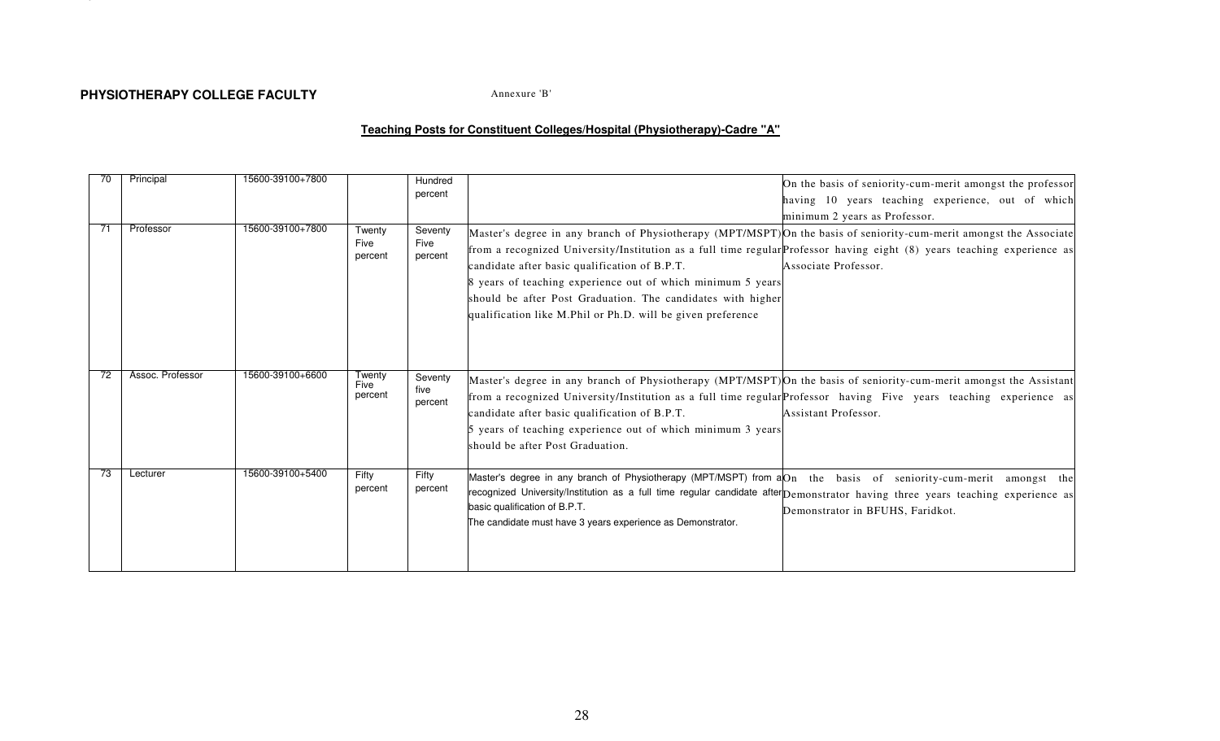**PHYSIOTHERAPY COLLEGE FACULTY** Annexure 'B'

**Teaching Posts for Constituent Colleges/Hospital (Physiotherapy)-Cadre "A"**

| | | | | | | |
|---|---|---|---|---|---|---|
| 70 | Principal | 15600-39100+7800 | | Hundred percent | | On the basis of seniority-cum-merit amongst the professor having 10 years teaching experience, out of which minimum 2 years as Professor. |
| 71 | Professor | 15600-39100+7800 | Twenty Five percent | Seventy Five percent | Master's degree in any branch of Physiotherapy (MPT/MSPT) from a recognized University/Institution as a full time regular candidate after basic qualification of B.P.T.<br>8 years of teaching experience out of which minimum 5 years should be after Post Graduation. The candidates with higher qualification like M.Phil or Ph.D. will be given preference | On the basis of seniority-cum-merit amongst the Associate Professor having eight (8) years teaching experience as Associate Professor. |
| 72 | Assoc. Professor | 15600-39100+6600 | Twenty Five percent | Seventy five percent | Master's degree in any branch of Physiotherapy (MPT/MSPT) from a recognized University/Institution as a full time regular candidate after basic qualification of B.P.T.<br>5 years of teaching experience out of which minimum 3 years should be after Post Graduation. | On the basis of seniority-cum-merit amongst the Assistant Professor having Five years teaching experience as Assistant Professor. |
| 73 | Lecturer | 15600-39100+5400 | Fifty percent | Fifty percent | Master's degree in any branch of Physiotherapy (MPT/MSPT) from a recognized University/Institution as a full time regular candidate after basic qualification of B.P.T.<br>The candidate must have 3 years experience as Demonstrator. | On the basis of seniority-cum-merit amongst the Demonstrator having three years teaching experience as Demonstrator in BFUHS, Faridkot. |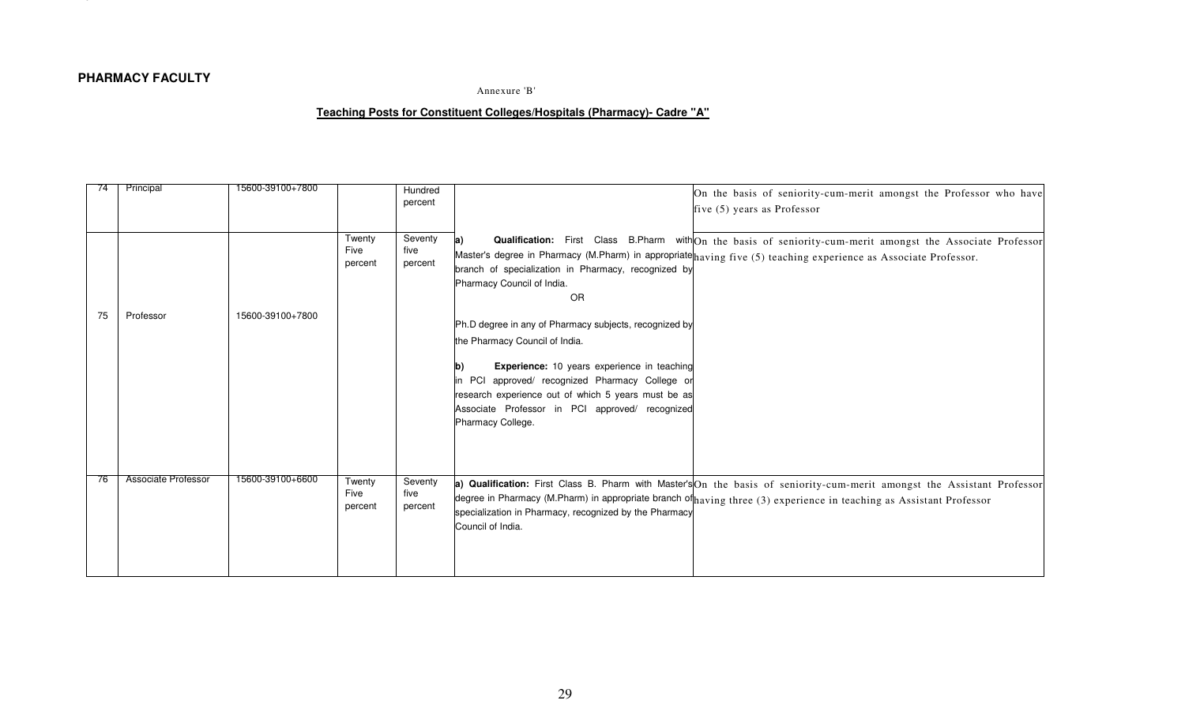**PHARMACY FACULTY**

Annexure 'B'

**Teaching Posts for Constituent Colleges/Hospitals (Pharmacy)- Cadre "A"**

| | | | | | | |
|---|---|---|---|---|---|---|
| 74 | Principal | 15600-39100+7800 | | Hundred percent | | On the basis of seniority-cum-merit amongst the Professor who have five (5) years as Professor |
| 75 | Professor | 15600-39100+7800 | Twenty Five percent | Seventy five percent | **a) Qualification:** First Class B.Pharm with Master's degree in Pharmacy (M.Pharm) in appropriate branch of specialization in Pharmacy, recognized by Pharmacy Council of India.<br>OR<br>Ph.D degree in any of Pharmacy subjects, recognized by the Pharmacy Council of India.<br>**b) Experience:** 10 years experience in teaching in PCI approved/ recognized Pharmacy College or research experience out of which 5 years must be as Associate Professor in PCI approved/ recognized Pharmacy College. | On the basis of seniority-cum-merit amongst the Associate Professor having five (5) teaching experience as Associate Professor. |
| 76 | Associate Professor | 15600-39100+6600 | Twenty Five percent | Seventy five percent | **a) Qualification:** First Class B. Pharm with Master's degree in Pharmacy (M.Pharm) in appropriate branch of specialization in Pharmacy, recognized by the Pharmacy Council of India. | On the basis of seniority-cum-merit amongst the Assistant Professor having three (3) experience in teaching as Assistant Professor |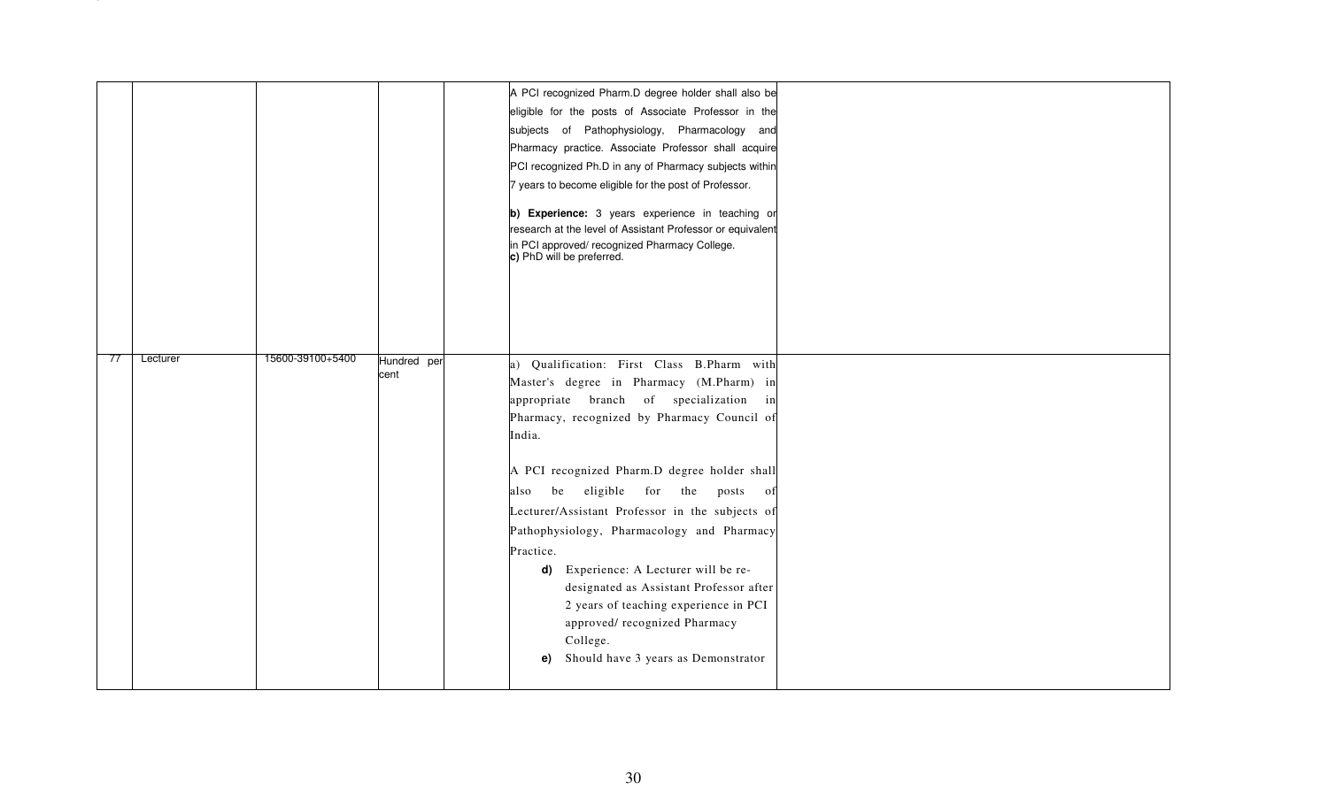| | | | | | | |
|---|---|---|---|---|---|---|
| | | | | | A PCI recognized Pharm.D degree holder shall also be eligible for the posts of Associate Professor in the subjects of Pathophysiology, Pharmacology and Pharmacy practice. Associate Professor shall acquire PCI recognized Ph.D in any of Pharmacy subjects within 7 years to become eligible for the post of Professor.<br><br>**b) Experience:** 3 years experience in teaching or research at the level of Assistant Professor or equivalent in PCI approved/ recognized Pharmacy College.<br>**c)** PhD will be preferred. | |
| 77 | Lecturer | 15600-39100+5400 | Hundred per cent | | a) Qualification: First Class B.Pharm with Master's degree in Pharmacy (M.Pharm) in appropriate branch of specialization in Pharmacy, recognized by Pharmacy Council of India.<br><br>A PCI recognized Pharm.D degree holder shall also be eligible for the posts of Lecturer/Assistant Professor in the subjects of Pathophysiology, Pharmacology and Pharmacy Practice.<br>**d)** Experience: A Lecturer will be re-designated as Assistant Professor after 2 years of teaching experience in PCI approved/ recognized Pharmacy College.<br>**e)** Should have 3 years as Demonstrator | |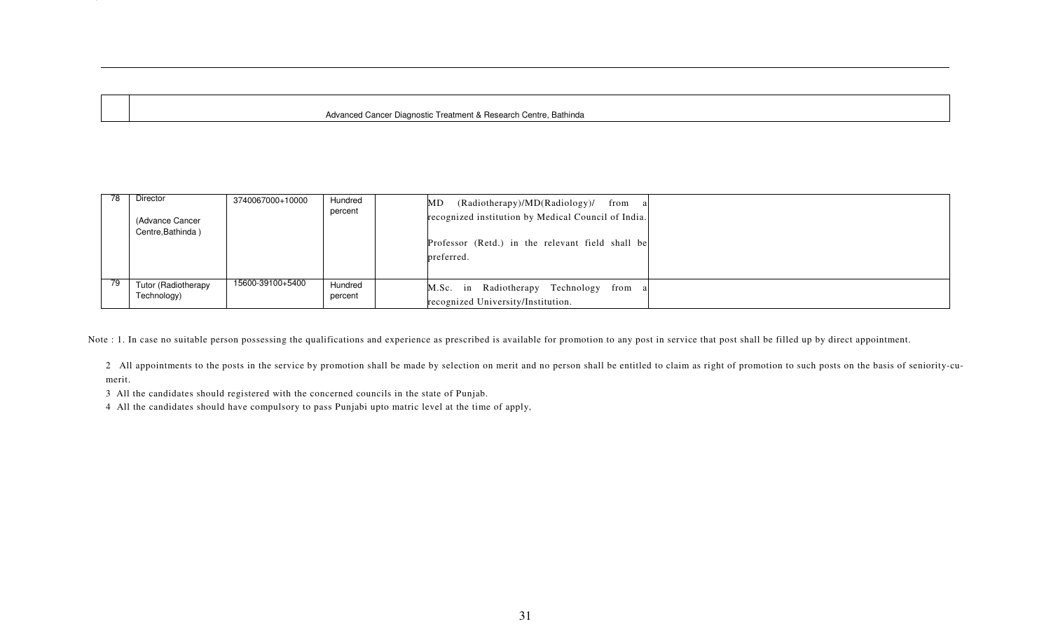| | |
|---|---|
| | Advanced Cancer Diagnostic Treatment & Research Centre, Bathinda |

| | | | | | | |
|---|---|---|---|---|---|---|
| 78 | Director<br><br>(Advance Cancer Centre,Bathinda ) | 3740067000+10000 | Hundred percent | | MD (Radiotherapy)/MD(Radiology)/ from a recognized institution by Medical Council of India.<br><br>Professor (Retd.) in the relevant field shall be preferred. | |
| 79 | Tutor (Radiotherapy Technology) | 15600-39100+5400 | Hundred percent | | M.Sc. in Radiotherapy Technology from a recognized University/Institution. | |

Note : 1. In case no suitable person possessing the qualifications and experience as prescribed is available for promotion to any post in service that post shall be filled up by direct appointment.

2 All appointments to the posts in the service by promotion shall be made by selection on merit and no person shall be entitled to claim as right of promotion to such posts on the basis of seniority-cu-merit.

3 All the candidates should registered with the concerned councils in the state of Punjab.

4 All the candidates should have compulsory to pass Punjabi upto matric level at the time of apply,